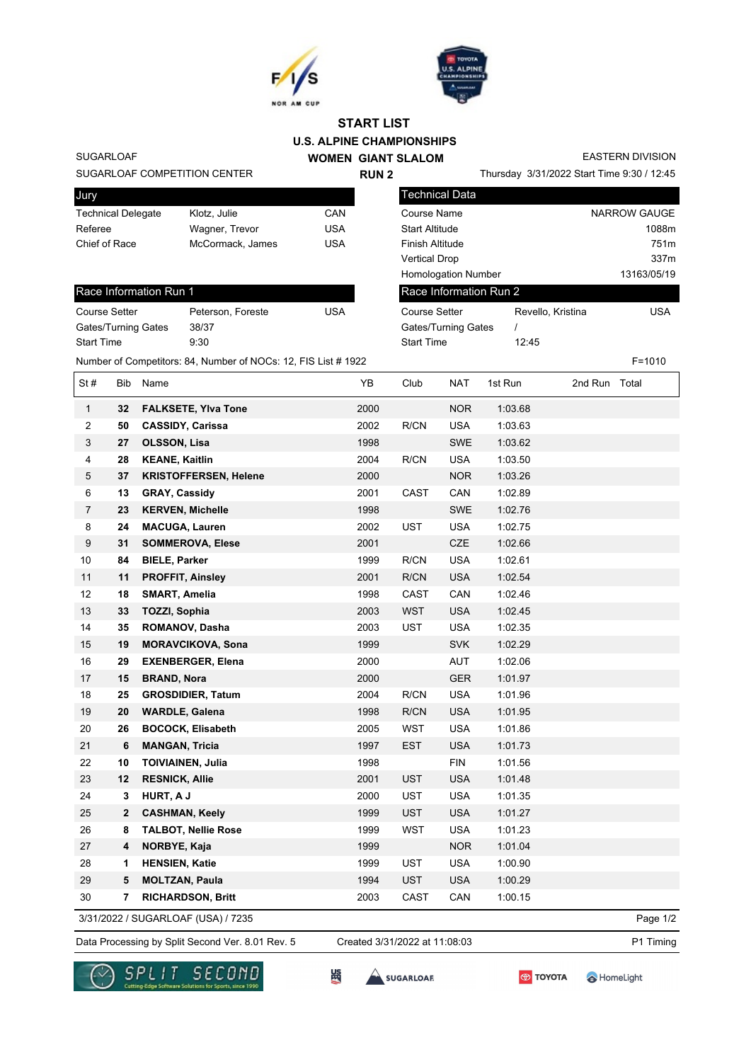# START LIST

## U.S. ALPINE CHAMPIONSHIPS

### WOMEN GIANT SLALOM

### RUN 2

SUGARLOAF
SUGARLOAF COMPETITION CENTER

EASTERN DIVISION
Thursday 3/31/2022 Start Time 9:30 / 12:45

| Jury | | |
|---|---|---|
| Technical Delegate | Klotz, Julie | CAN |
| Referee | Wagner, Trevor | USA |
| Chief of Race | McCormack, James | USA |

| Technical Data | |
|---|---|
| Course Name | NARROW GAUGE |
| Start Altitude | 1088m |
| Finish Altitude | 751m |
| Vertical Drop | 337m |
| Homologation Number | 13163/05/19 |

| Race Information Run 1 | | |
|---|---|---|
| Course Setter | Peterson, Foreste | USA |
| Gates/Turning Gates | 38/37 | |
| Start Time | 9:30 | |

| Race Information Run 2 | | |
|---|---|---|
| Course Setter | Revello, Kristina | USA |
| Gates/Turning Gates | / | |
| Start Time | 12:45 | |

Number of Competitors: 84, Number of NOCs: 12, FIS List # 1922

F=1010

| St # | Bib | Name | YB | Club | NAT | 1st Run | 2nd Run | Total |
|---|---|---|---|---|---|---|---|---|
| 1 | 32 | **FALKSETE, Ylva Tone** | 2000 | | NOR | 1:03.68 | | |
| 2 | 50 | **CASSIDY, Carissa** | 2002 | R/CN | USA | 1:03.63 | | |
| 3 | 27 | **OLSSON, Lisa** | 1998 | | SWE | 1:03.62 | | |
| 4 | 28 | **KEANE, Kaitlin** | 2004 | R/CN | USA | 1:03.50 | | |
| 5 | 37 | **KRISTOFFERSEN, Helene** | 2000 | | NOR | 1:03.26 | | |
| 6 | 13 | **GRAY, Cassidy** | 2001 | CAST | CAN | 1:02.89 | | |
| 7 | 23 | **KERVEN, Michelle** | 1998 | | SWE | 1:02.76 | | |
| 8 | 24 | **MACUGA, Lauren** | 2002 | UST | USA | 1:02.75 | | |
| 9 | 31 | **SOMMEROVA, Elese** | 2001 | | CZE | 1:02.66 | | |
| 10 | 84 | **BIELE, Parker** | 1999 | R/CN | USA | 1:02.61 | | |
| 11 | 11 | **PROFFIT, Ainsley** | 2001 | R/CN | USA | 1:02.54 | | |
| 12 | 18 | **SMART, Amelia** | 1998 | CAST | CAN | 1:02.46 | | |
| 13 | 33 | **TOZZI, Sophia** | 2003 | WST | USA | 1:02.45 | | |
| 14 | 35 | **ROMANOV, Dasha** | 2003 | UST | USA | 1:02.35 | | |
| 15 | 19 | **MORAVCIKOVA, Sona** | 1999 | | SVK | 1:02.29 | | |
| 16 | 29 | **EXENBERGER, Elena** | 2000 | | AUT | 1:02.06 | | |
| 17 | 15 | **BRAND, Nora** | 2000 | | GER | 1:01.97 | | |
| 18 | 25 | **GROSDIDIER, Tatum** | 2004 | R/CN | USA | 1:01.96 | | |
| 19 | 20 | **WARDLE, Galena** | 1998 | R/CN | USA | 1:01.95 | | |
| 20 | 26 | **BOCOCK, Elisabeth** | 2005 | WST | USA | 1:01.86 | | |
| 21 | 6 | **MANGAN, Tricia** | 1997 | EST | USA | 1:01.73 | | |
| 22 | 10 | **TOIVIAINEN, Julia** | 1998 | | FIN | 1:01.56 | | |
| 23 | 12 | **RESNICK, Allie** | 2001 | UST | USA | 1:01.48 | | |
| 24 | 3 | **HURT, A J** | 2000 | UST | USA | 1:01.35 | | |
| 25 | 2 | **CASHMAN, Keely** | 1999 | UST | USA | 1:01.27 | | |
| 26 | 8 | **TALBOT, Nellie Rose** | 1999 | WST | USA | 1:01.23 | | |
| 27 | 4 | **NORBYE, Kaja** | 1999 | | NOR | 1:01.04 | | |
| 28 | 1 | **HENSIEN, Katie** | 1999 | UST | USA | 1:00.90 | | |
| 29 | 5 | **MOLTZAN, Paula** | 1994 | UST | USA | 1:00.29 | | |
| 30 | 7 | **RICHARDSON, Britt** | 2003 | CAST | CAN | 1:00.15 | | |

3/31/2022 / SUGARLOAF (USA) / 7235

Data Processing by Split Second Ver. 8.01 Rev. 5 — Created 3/31/2022 at 11:08:03 — P1 Timing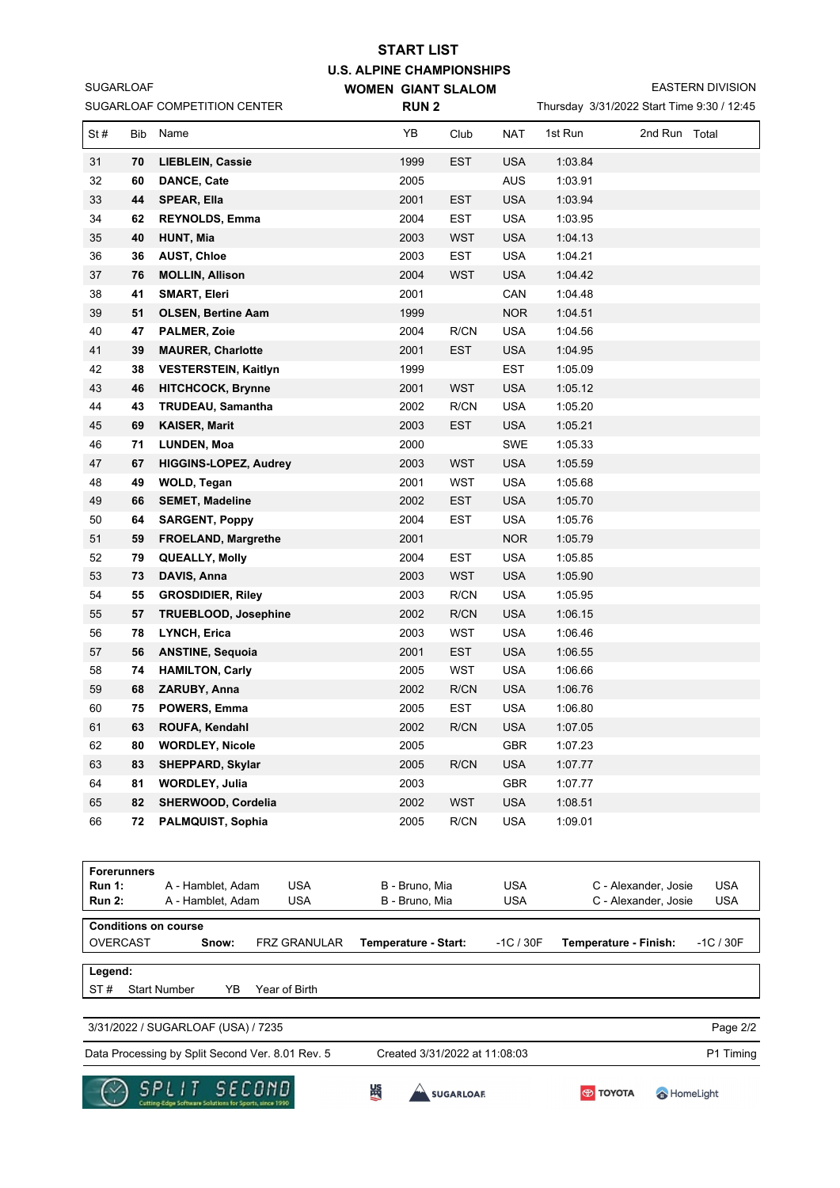# START LIST

## U.S. ALPINE CHAMPIONSHIPS

SUGAROLAF | EASTERN DIVISION

SUGARLOAF COMPETITION CENTER

### WOMEN GIANT SLALOM

### RUN 2

Thursday 3/31/2022 Start Time 9:30 / 12:45

| St # | Bib | Name | YB | Club | NAT | 1st Run | 2nd Run | Total |
|---|---|---|---|---|---|---|---|---|
| 31 | **70** | **LIEBLEIN, Cassie** | 1999 | EST | USA | 1:03.84 | | |
| 32 | **60** | **DANCE, Cate** | 2005 | | AUS | 1:03.91 | | |
| 33 | **44** | **SPEAR, Ella** | 2001 | EST | USA | 1:03.94 | | |
| 34 | **62** | **REYNOLDS, Emma** | 2004 | EST | USA | 1:03.95 | | |
| 35 | **40** | **HUNT, Mia** | 2003 | WST | USA | 1:04.13 | | |
| 36 | **36** | **AUST, Chloe** | 2003 | EST | USA | 1:04.21 | | |
| 37 | **76** | **MOLLIN, Allison** | 2004 | WST | USA | 1:04.42 | | |
| 38 | **41** | **SMART, Eleri** | 2001 | | CAN | 1:04.48 | | |
| 39 | **51** | **OLSEN, Bertine Aam** | 1999 | | NOR | 1:04.51 | | |
| 40 | **47** | **PALMER, Zoie** | 2004 | R/CN | USA | 1:04.56 | | |
| 41 | **39** | **MAURER, Charlotte** | 2001 | EST | USA | 1:04.95 | | |
| 42 | **38** | **VESTERSTEIN, Kaitlyn** | 1999 | | EST | 1:05.09 | | |
| 43 | **46** | **HITCHCOCK, Brynne** | 2001 | WST | USA | 1:05.12 | | |
| 44 | **43** | **TRUDEAU, Samantha** | 2002 | R/CN | USA | 1:05.20 | | |
| 45 | **69** | **KAISER, Marit** | 2003 | EST | USA | 1:05.21 | | |
| 46 | **71** | **LUNDEN, Moa** | 2000 | | SWE | 1:05.33 | | |
| 47 | **67** | **HIGGINS-LOPEZ, Audrey** | 2003 | WST | USA | 1:05.59 | | |
| 48 | **49** | **WOLD, Tegan** | 2001 | WST | USA | 1:05.68 | | |
| 49 | **66** | **SEMET, Madeline** | 2002 | EST | USA | 1:05.70 | | |
| 50 | **64** | **SARGENT, Poppy** | 2004 | EST | USA | 1:05.76 | | |
| 51 | **59** | **FROELAND, Margrethe** | 2001 | | NOR | 1:05.79 | | |
| 52 | **79** | **QUEALLY, Molly** | 2004 | EST | USA | 1:05.85 | | |
| 53 | **73** | **DAVIS, Anna** | 2003 | WST | USA | 1:05.90 | | |
| 54 | **55** | **GROSDIDIER, Riley** | 2003 | R/CN | USA | 1:05.95 | | |
| 55 | **57** | **TRUEBLOOD, Josephine** | 2002 | R/CN | USA | 1:06.15 | | |
| 56 | **78** | **LYNCH, Erica** | 2003 | WST | USA | 1:06.46 | | |
| 57 | **56** | **ANSTINE, Sequoia** | 2001 | EST | USA | 1:06.55 | | |
| 58 | **74** | **HAMILTON, Carly** | 2005 | WST | USA | 1:06.66 | | |
| 59 | **68** | **ZARUBY, Anna** | 2002 | R/CN | USA | 1:06.76 | | |
| 60 | **75** | **POWERS, Emma** | 2005 | EST | USA | 1:06.80 | | |
| 61 | **63** | **ROUFA, Kendahl** | 2002 | R/CN | USA | 1:07.05 | | |
| 62 | **80** | **WORDLEY, Nicole** | 2005 | | GBR | 1:07.23 | | |
| 63 | **83** | **SHEPPARD, Skylar** | 2005 | R/CN | USA | 1:07.77 | | |
| 64 | **81** | **WORDLEY, Julia** | 2003 | | GBR | 1:07.77 | | |
| 65 | **82** | **SHERWOOD, Cordelia** | 2002 | WST | USA | 1:08.51 | | |
| 66 | **72** | **PALMQUIST, Sophia** | 2005 | R/CN | USA | 1:09.01 | | |

**Forerunners**

| | | | | | | |
|---|---|---|---|---|---|---|
| **Run 1:** | A - Hamblet, Adam | USA | B - Bruno, Mia | USA | C - Alexander, Josie | USA |
| **Run 2:** | A - Hamblet, Adam | USA | B - Bruno, Mia | USA | C - Alexander, Josie | USA |

**Conditions on course**

OVERCAST **Snow:** FRZ GRANULAR **Temperature - Start:** -1C / 30F **Temperature - Finish:** -1C / 30F

**Legend:**

ST # Start Number YB Year of Birth

3/31/2022 / SUGARLOAF (USA) / 7235

Data Processing by Split Second Ver. 8.01 Rev. 5 Created 3/31/2022 at 11:08:03 P1 Timing